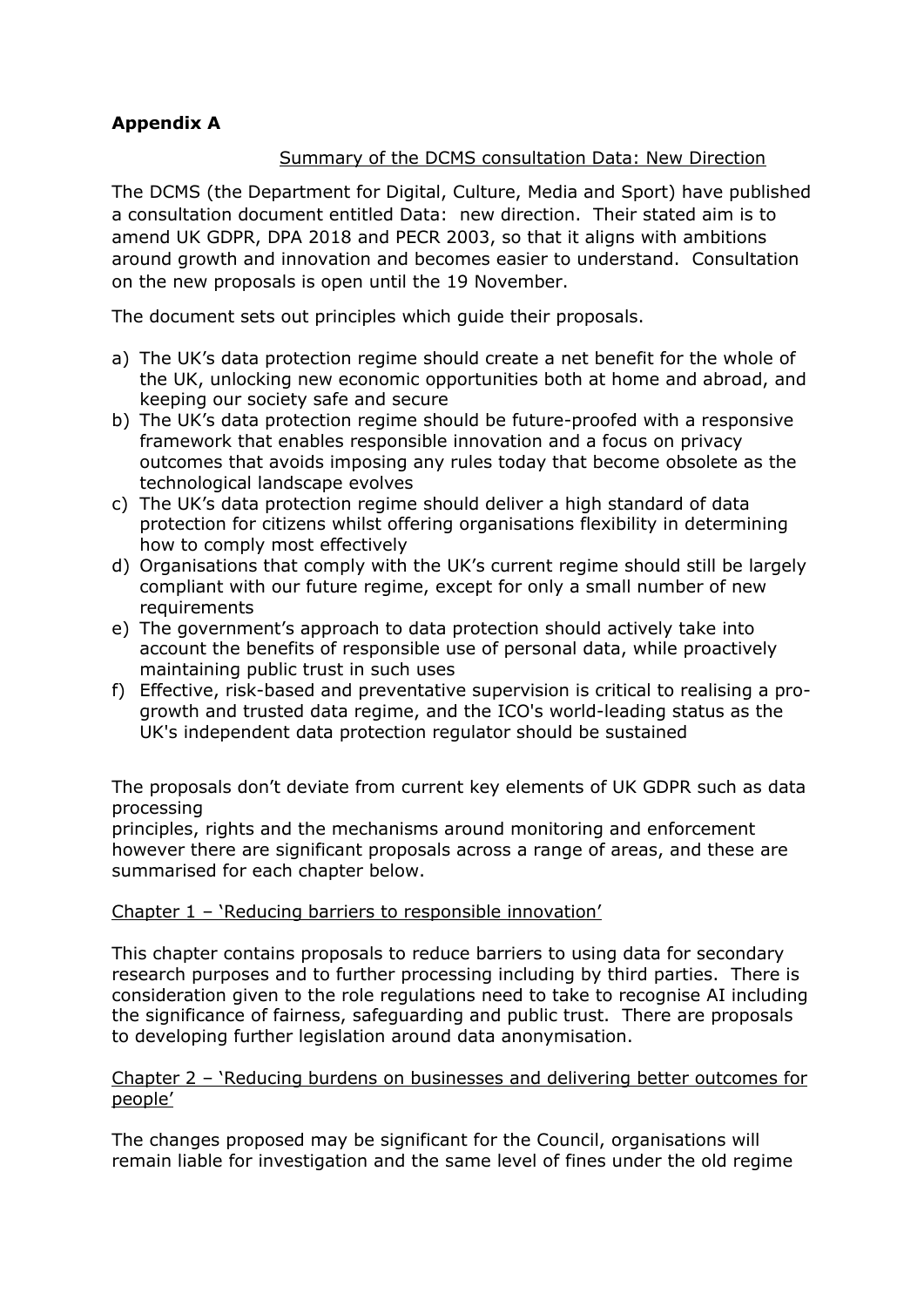**Appendix A**

Summary of the DCMS consultation Data: New Direction

The DCMS (the Department for Digital, Culture, Media and Sport) have published a consultation document entitled Data: new direction. Their stated aim is to amend UK GDPR, DPA 2018 and PECR 2003, so that it aligns with ambitions around growth and innovation and becomes easier to understand. Consultation on the new proposals is open until the 19 November.

The document sets out principles which guide their proposals.

a) The UK's data protection regime should create a net benefit for the whole of the UK, unlocking new economic opportunities both at home and abroad, and keeping our society safe and secure
b) The UK's data protection regime should be future-proofed with a responsive framework that enables responsible innovation and a focus on privacy outcomes that avoids imposing any rules today that become obsolete as the technological landscape evolves
c) The UK's data protection regime should deliver a high standard of data protection for citizens whilst offering organisations flexibility in determining how to comply most effectively
d) Organisations that comply with the UK's current regime should still be largely compliant with our future regime, except for only a small number of new requirements
e) The government's approach to data protection should actively take into account the benefits of responsible use of personal data, while proactively maintaining public trust in such uses
f) Effective, risk-based and preventative supervision is critical to realising a pro-growth and trusted data regime, and the ICO's world-leading status as the UK's independent data protection regulator should be sustained

The proposals don't deviate from current key elements of UK GDPR such as data processing principles, rights and the mechanisms around monitoring and enforcement however there are significant proposals across a range of areas, and these are summarised for each chapter below.

Chapter 1 – 'Reducing barriers to responsible innovation'

This chapter contains proposals to reduce barriers to using data for secondary research purposes and to further processing including by third parties. There is consideration given to the role regulations need to take to recognise AI including the significance of fairness, safeguarding and public trust. There are proposals to developing further legislation around data anonymisation.

Chapter 2 – 'Reducing burdens on businesses and delivering better outcomes for people'

The changes proposed may be significant for the Council, organisations will remain liable for investigation and the same level of fines under the old regime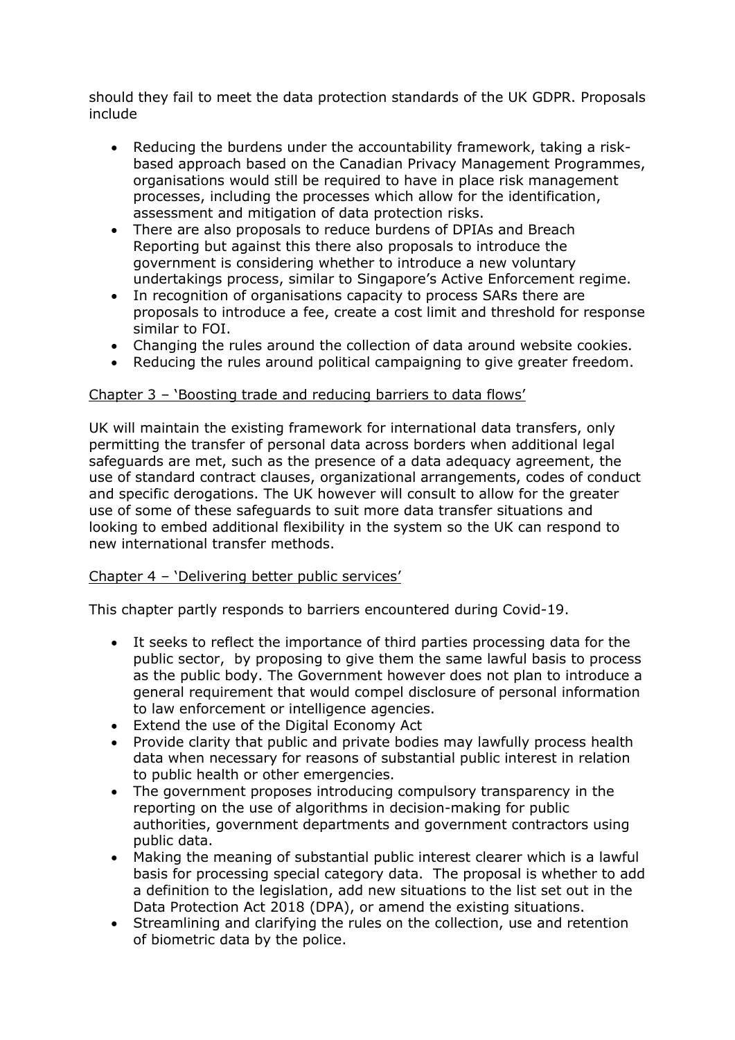should they fail to meet the data protection standards of the UK GDPR. Proposals include

- Reducing the burdens under the accountability framework, taking a risk-based approach based on the Canadian Privacy Management Programmes, organisations would still be required to have in place risk management processes, including the processes which allow for the identification, assessment and mitigation of data protection risks.
- There are also proposals to reduce burdens of DPIAs and Breach Reporting but against this there also proposals to introduce the government is considering whether to introduce a new voluntary undertakings process, similar to Singapore's Active Enforcement regime.
- In recognition of organisations capacity to process SARs there are proposals to introduce a fee, create a cost limit and threshold for response similar to FOI.
- Changing the rules around the collection of data around website cookies.
- Reducing the rules around political campaigning to give greater freedom.

<u>Chapter 3 – 'Boosting trade and reducing barriers to data flows'</u>

UK will maintain the existing framework for international data transfers, only permitting the transfer of personal data across borders when additional legal safeguards are met, such as the presence of a data adequacy agreement, the use of standard contract clauses, organizational arrangements, codes of conduct and specific derogations. The UK however will consult to allow for the greater use of some of these safeguards to suit more data transfer situations and looking to embed additional flexibility in the system so the UK can respond to new international transfer methods.

<u>Chapter 4 – 'Delivering better public services'</u>

This chapter partly responds to barriers encountered during Covid-19.

- It seeks to reflect the importance of third parties processing data for the public sector, by proposing to give them the same lawful basis to process as the public body. The Government however does not plan to introduce a general requirement that would compel disclosure of personal information to law enforcement or intelligence agencies.
- Extend the use of the Digital Economy Act
- Provide clarity that public and private bodies may lawfully process health data when necessary for reasons of substantial public interest in relation to public health or other emergencies.
- The government proposes introducing compulsory transparency in the reporting on the use of algorithms in decision-making for public authorities, government departments and government contractors using public data.
- Making the meaning of substantial public interest clearer which is a lawful basis for processing special category data. The proposal is whether to add a definition to the legislation, add new situations to the list set out in the Data Protection Act 2018 (DPA), or amend the existing situations.
- Streamlining and clarifying the rules on the collection, use and retention of biometric data by the police.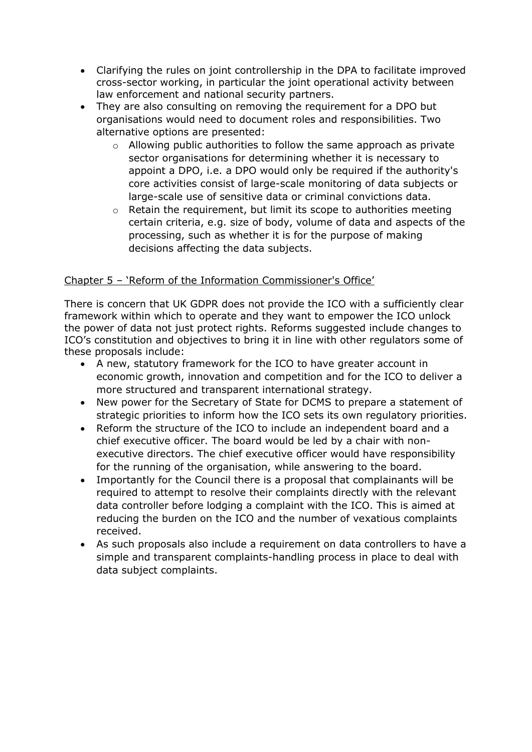- Clarifying the rules on joint controllership in the DPA to facilitate improved cross-sector working, in particular the joint operational activity between law enforcement and national security partners.
- They are also consulting on removing the requirement for a DPO but organisations would need to document roles and responsibilities. Two alternative options are presented:
    - Allowing public authorities to follow the same approach as private sector organisations for determining whether it is necessary to appoint a DPO, i.e. a DPO would only be required if the authority's core activities consist of large-scale monitoring of data subjects or large-scale use of sensitive data or criminal convictions data.
    - Retain the requirement, but limit its scope to authorities meeting certain criteria, e.g. size of body, volume of data and aspects of the processing, such as whether it is for the purpose of making decisions affecting the data subjects.

<u>Chapter 5 – 'Reform of the Information Commissioner's Office'</u>

There is concern that UK GDPR does not provide the ICO with a sufficiently clear framework within which to operate and they want to empower the ICO unlock the power of data not just protect rights. Reforms suggested include changes to ICO's constitution and objectives to bring it in line with other regulators some of these proposals include:

- A new, statutory framework for the ICO to have greater account in economic growth, innovation and competition and for the ICO to deliver a more structured and transparent international strategy.
- New power for the Secretary of State for DCMS to prepare a statement of strategic priorities to inform how the ICO sets its own regulatory priorities.
- Reform the structure of the ICO to include an independent board and a chief executive officer. The board would be led by a chair with non-executive directors. The chief executive officer would have responsibility for the running of the organisation, while answering to the board.
- Importantly for the Council there is a proposal that complainants will be required to attempt to resolve their complaints directly with the relevant data controller before lodging a complaint with the ICO. This is aimed at reducing the burden on the ICO and the number of vexatious complaints received.
- As such proposals also include a requirement on data controllers to have a simple and transparent complaints-handling process in place to deal with data subject complaints.